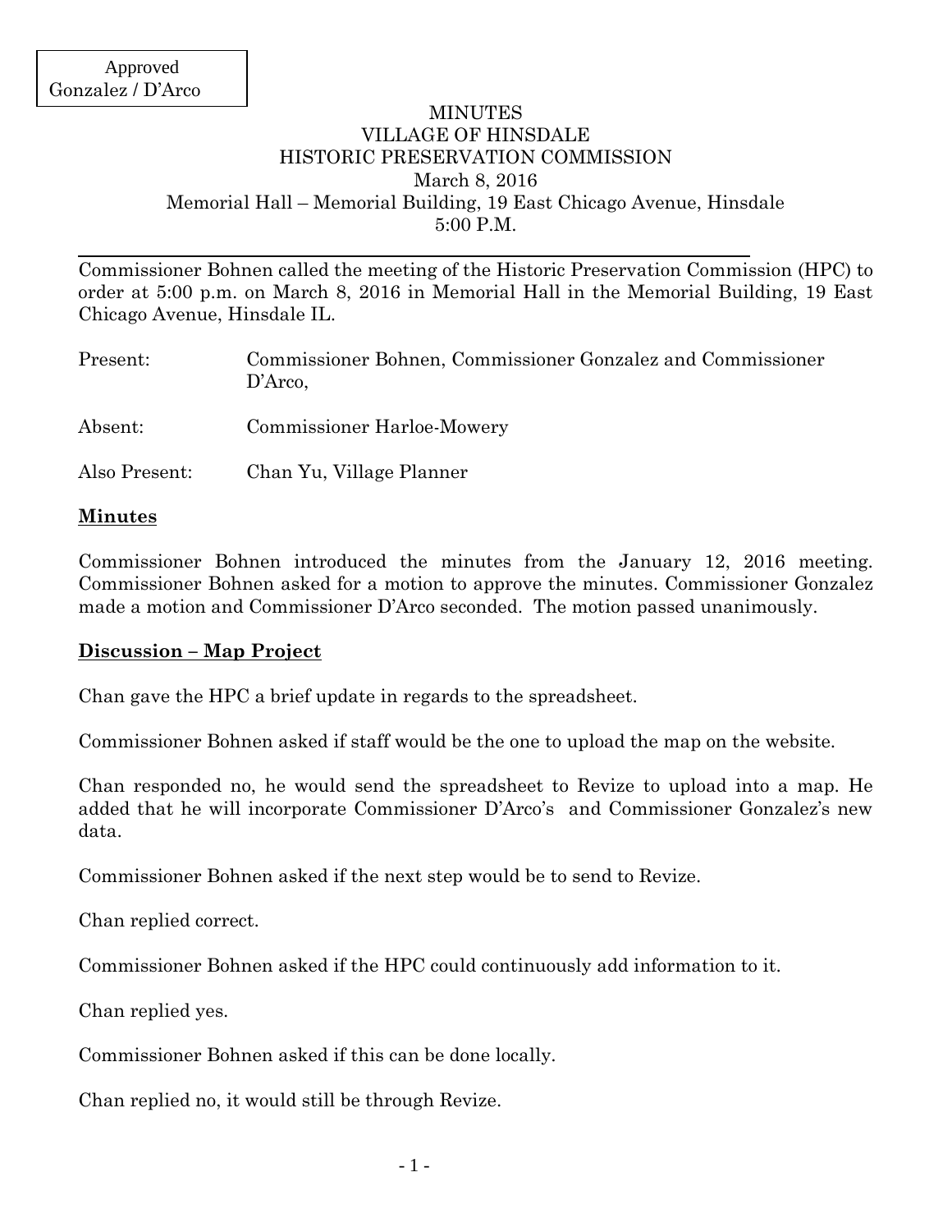Approved
Gonzalez / D'Arco

# MINUTES
# VILLAGE OF HINSDALE
# HISTORIC PRESERVATION COMMISSION

March 8, 2016
Memorial Hall – Memorial Building, 19 East Chicago Avenue, Hinsdale
5:00 P.M.

---

Commissioner Bohnen called the meeting of the Historic Preservation Commission (HPC) to order at 5:00 p.m. on March 8, 2016 in Memorial Hall in the Memorial Building, 19 East Chicago Avenue, Hinsdale IL.

| | |
|---|---|
| Present: | Commissioner Bohnen, Commissioner Gonzalez and Commissioner D'Arco, |
| Absent: | Commissioner Harloe-Mowery |
| Also Present: | Chan Yu, Village Planner |

## Minutes

Commissioner Bohnen introduced the minutes from the January 12, 2016 meeting. Commissioner Bohnen asked for a motion to approve the minutes. Commissioner Gonzalez made a motion and Commissioner D'Arco seconded. The motion passed unanimously.

## Discussion – Map Project

Chan gave the HPC a brief update in regards to the spreadsheet.

Commissioner Bohnen asked if staff would be the one to upload the map on the website.

Chan responded no, he would send the spreadsheet to Revize to upload into a map. He added that he will incorporate Commissioner D'Arco's and Commissioner Gonzalez's new data.

Commissioner Bohnen asked if the next step would be to send to Revize.

Chan replied correct.

Commissioner Bohnen asked if the HPC could continuously add information to it.

Chan replied yes.

Commissioner Bohnen asked if this can be done locally.

Chan replied no, it would still be through Revize.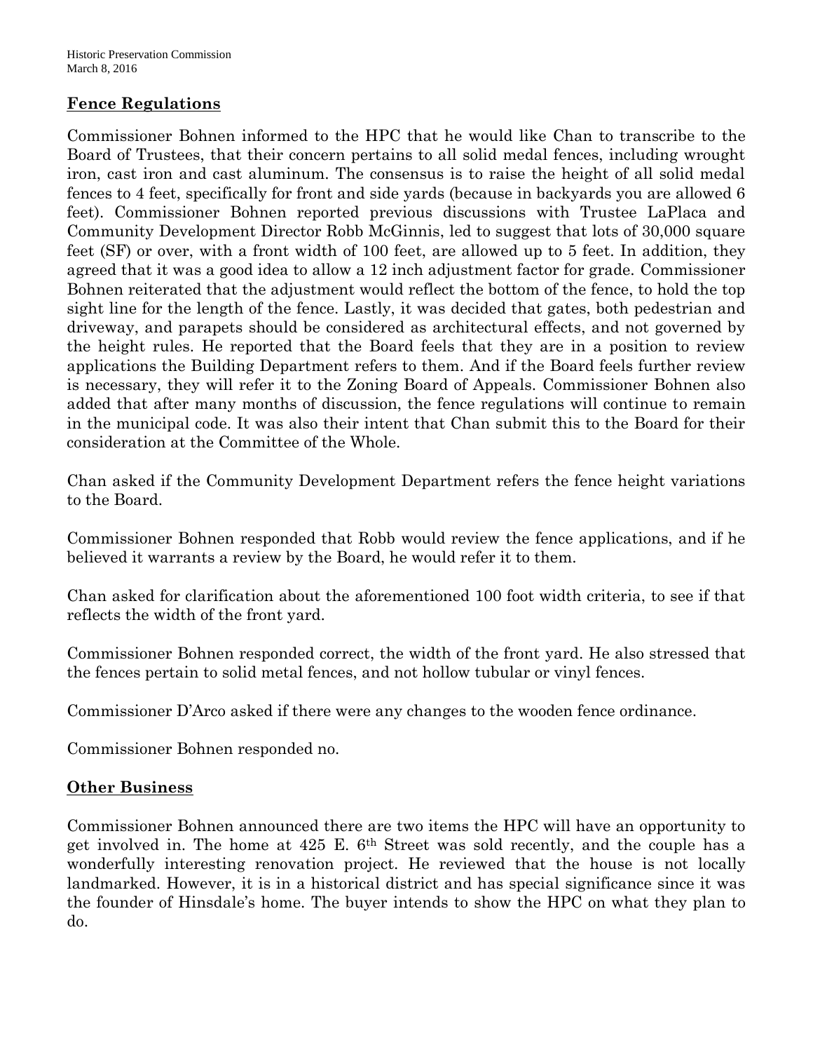## **Fence Regulations**

Commissioner Bohnen informed to the HPC that he would like Chan to transcribe to the Board of Trustees, that their concern pertains to all solid medal fences, including wrought iron, cast iron and cast aluminum. The consensus is to raise the height of all solid medal fences to 4 feet, specifically for front and side yards (because in backyards you are allowed 6 feet). Commissioner Bohnen reported previous discussions with Trustee LaPlaca and Community Development Director Robb McGinnis, led to suggest that lots of 30,000 square feet (SF) or over, with a front width of 100 feet, are allowed up to 5 feet. In addition, they agreed that it was a good idea to allow a 12 inch adjustment factor for grade. Commissioner Bohnen reiterated that the adjustment would reflect the bottom of the fence, to hold the top sight line for the length of the fence. Lastly, it was decided that gates, both pedestrian and driveway, and parapets should be considered as architectural effects, and not governed by the height rules. He reported that the Board feels that they are in a position to review applications the Building Department refers to them. And if the Board feels further review is necessary, they will refer it to the Zoning Board of Appeals. Commissioner Bohnen also added that after many months of discussion, the fence regulations will continue to remain in the municipal code. It was also their intent that Chan submit this to the Board for their consideration at the Committee of the Whole.

Chan asked if the Community Development Department refers the fence height variations to the Board.

Commissioner Bohnen responded that Robb would review the fence applications, and if he believed it warrants a review by the Board, he would refer it to them.

Chan asked for clarification about the aforementioned 100 foot width criteria, to see if that reflects the width of the front yard.

Commissioner Bohnen responded correct, the width of the front yard. He also stressed that the fences pertain to solid metal fences, and not hollow tubular or vinyl fences.

Commissioner D'Arco asked if there were any changes to the wooden fence ordinance.

Commissioner Bohnen responded no.

## **Other Business**

Commissioner Bohnen announced there are two items the HPC will have an opportunity to get involved in. The home at 425 E. 6th Street was sold recently, and the couple has a wonderfully interesting renovation project. He reviewed that the house is not locally landmarked. However, it is in a historical district and has special significance since it was the founder of Hinsdale's home. The buyer intends to show the HPC on what they plan to do.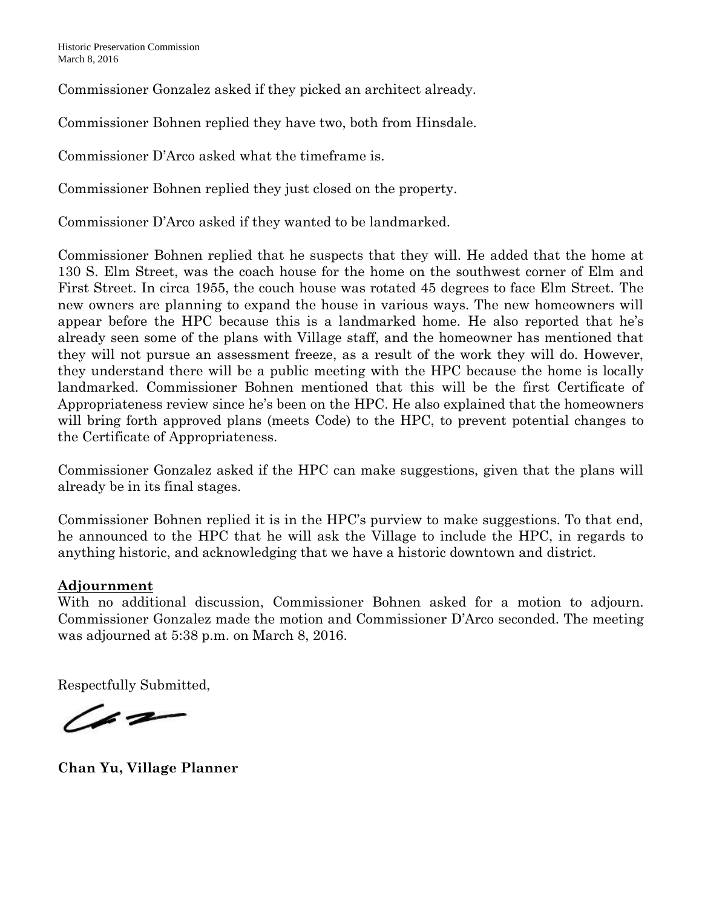Commissioner Gonzalez asked if they picked an architect already.

Commissioner Bohnen replied they have two, both from Hinsdale.

Commissioner D'Arco asked what the timeframe is.

Commissioner Bohnen replied they just closed on the property.

Commissioner D'Arco asked if they wanted to be landmarked.

Commissioner Bohnen replied that he suspects that they will. He added that the home at 130 S. Elm Street, was the coach house for the home on the southwest corner of Elm and First Street. In circa 1955, the couch house was rotated 45 degrees to face Elm Street. The new owners are planning to expand the house in various ways. The new homeowners will appear before the HPC because this is a landmarked home. He also reported that he's already seen some of the plans with Village staff, and the homeowner has mentioned that they will not pursue an assessment freeze, as a result of the work they will do. However, they understand there will be a public meeting with the HPC because the home is locally landmarked. Commissioner Bohnen mentioned that this will be the first Certificate of Appropriateness review since he's been on the HPC. He also explained that the homeowners will bring forth approved plans (meets Code) to the HPC, to prevent potential changes to the Certificate of Appropriateness.

Commissioner Gonzalez asked if the HPC can make suggestions, given that the plans will already be in its final stages.

Commissioner Bohnen replied it is in the HPC's purview to make suggestions. To that end, he announced to the HPC that he will ask the Village to include the HPC, in regards to anything historic, and acknowledging that we have a historic downtown and district.

**Adjournment**

With no additional discussion, Commissioner Bohnen asked for a motion to adjourn. Commissioner Gonzalez made the motion and Commissioner D'Arco seconded. The meeting was adjourned at 5:38 p.m. on March 8, 2016.

Respectfully Submitted,

**Chan Yu, Village Planner**